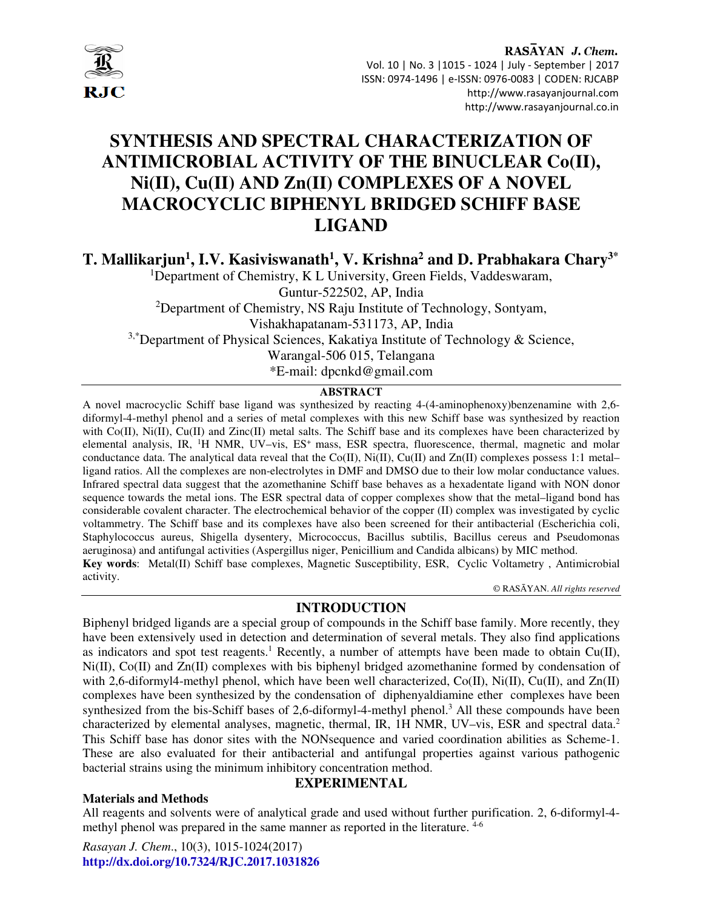# SYNTHESIS AND SPECTRAL CHARACTERIZATION OF ANTIMICROBIAL ACTIVITY OF THE BINUCLEAR Co(II), Ni(II), Cu(II) AND Zn(II) COMPLEXES OF A NOVEL MACROCYCLIC BIPHENYL BRIDGED SCHIFF BASE LIGAND

**T. Mallikarjun[1], I.V. Kasiviswanath[1], V. Krishna[2] and D. Prabhakara Chary[3*]**

[1]Department of Chemistry, K L University, Green Fields, Vaddeswaram, Guntur-522502, AP, India

[2]Department of Chemistry, NS Raju Institute of Technology, Sontyam, Vishakhapatanam-531173, AP, India

[3,*]Department of Physical Sciences, Kakatiya Institute of Technology & Science, Warangal-506 015, Telangana

*E-mail: dpcnkd@gmail.com

## ABSTRACT

A novel macrocyclic Schiff base ligand was synthesized by reacting 4-(4-aminophenoxy)benzenamine with 2,6-diformyl-4-methyl phenol and a series of metal complexes with this new Schiff base was synthesized by reaction with Co(II), Ni(II), Cu(II) and Zinc(II) metal salts. The Schiff base and its complexes have been characterized by elemental analysis, IR, $^{1}$H NMR, UV–vis, ES$^{+}$ mass, ESR spectra, fluorescence, thermal, magnetic and molar conductance data. The analytical data reveal that the Co(II), Ni(II), Cu(II) and Zn(II) complexes possess 1:1 metal–ligand ratios. All the complexes are non-electrolytes in DMF and DMSO due to their low molar conductance values. Infrared spectral data suggest that the azomethanine Schiff base behaves as a hexadentate ligand with NON donor sequence towards the metal ions. The ESR spectral data of copper complexes show that the metal–ligand bond has considerable covalent character. The electrochemical behavior of the copper (II) complex was investigated by cyclic voltammetry. The Schiff base and its complexes have also been screened for their antibacterial (Escherichia coli, Staphylococcus aureus, Shigella dysentery, Micrococcus, Bacillus subtilis, Bacillus cereus and Pseudomonas aeruginosa) and antifungal activities (Aspergillus niger, Penicillium and Candida albicans) by MIC method.

**Key words**: Metal(II) Schiff base complexes, Magnetic Susceptibility, ESR, Cyclic Voltametry , Antimicrobial activity.

© RASĀYAN. *All rights reserved*

## INTRODUCTION

Biphenyl bridged ligands are a special group of compounds in the Schiff base family. More recently, they have been extensively used in detection and determination of several metals. They also find applications as indicators and spot test reagents.[1] Recently, a number of attempts have been made to obtain Cu(II), Ni(II), Co(II) and Zn(II) complexes with bis biphenyl bridged azomethanine formed by condensation of with 2,6-diformyl4-methyl phenol, which have been well characterized, Co(II), Ni(II), Cu(II), and Zn(II) complexes have been synthesized by the condensation of diphenyaldiamine ether complexes have been synthesized from the bis-Schiff bases of 2,6-diformyl-4-methyl phenol.[3] All these compounds have been characterized by elemental analyses, magnetic, thermal, IR, 1H NMR, UV–vis, ESR and spectral data.[2] This Schiff base has donor sites with the NONsequence and varied coordination abilities as Scheme-1. These are also evaluated for their antibacterial and antifungal properties against various pathogenic bacterial strains using the minimum inhibitory concentration method.

## EXPERIMENTAL

### Materials and Methods

All reagents and solvents were of analytical grade and used without further purification. 2, 6-diformyl-4-methyl phenol was prepared in the same manner as reported in the literature. [4-6]

*Rasayan J. Chem.*, 10(3), 1015-1024(2017)

**http://dx.doi.org/10.7324/RJC.2017.1031826**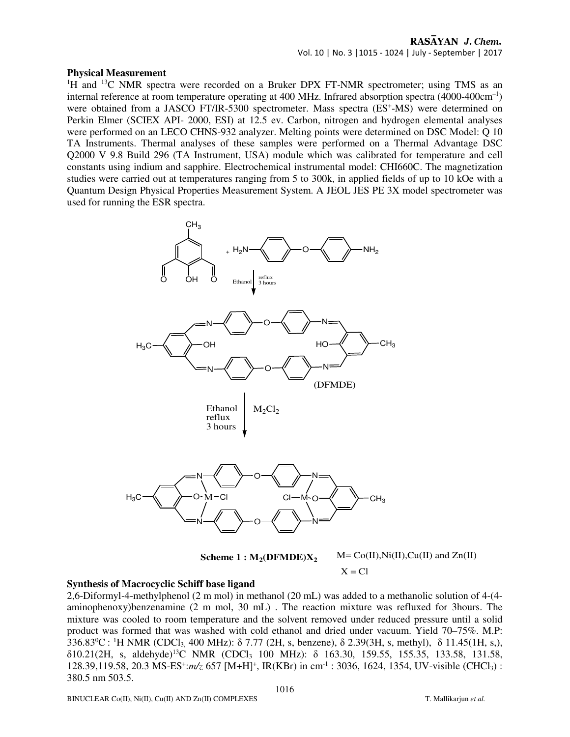## Physical Measurement

$^1H$ and $^{13}C$ NMR spectra were recorded on a Bruker DPX FT-NMR spectrometer; using TMS as an internal reference at room temperature operating at 400 MHz. Infrared absorption spectra (4000-400cm$^{-1}$) were obtained from a JASCO FT/IR-5300 spectrometer. Mass spectra (ES$^+$-MS) were determined on Perkin Elmer (SCIEX API- 2000, ESI) at 12.5 ev. Carbon, nitrogen and hydrogen elemental analyses were performed on an LECO CHNS-932 analyzer. Melting points were determined on DSC Model: Q 10 TA Instruments. Thermal analyses of these samples were performed on a Thermal Advantage DSC Q2000 V 9.8 Build 296 (TA Instrument, USA) module which was calibrated for temperature and cell constants using indium and sapphire. Electrochemical instrumental model: CHI660C. The magnetization studies were carried out at temperatures ranging from 5 to 300k, in applied fields of up to 10 kOe with a Quantum Design Physical Properties Measurement System. A JEOL JES PE 3X model spectrometer was used for running the ESR spectra.

**Scheme 1 : $M_2(DFMDE)X_2$** M= Co(II),Ni(II),Cu(II) and Zn(II) X = Cl

## Synthesis of Macrocyclic Schiff base ligand

2,6-Diformyl-4-methylphenol (2 m mol) in methanol (20 mL) was added to a methanolic solution of 4-(4-aminophenoxy)benzenamine (2 m mol, 30 mL) . The reaction mixture was refluxed for 3hours. The mixture was cooled to room temperature and the solvent removed under reduced pressure until a solid product was formed that was washed with cold ethanol and dried under vacuum. Yield 70–75%. M.P: 336.83$^0$C : $^1H$ NMR ($CDCl_3$, 400 MHz): δ 7.77 (2H, s, benzene), δ 2.39(3H, s, methyl), δ 11.45(1H, s,), δ10.21(2H, s, aldehyde)$^{13}C$ NMR ($CDCl_3$ 100 MHz): δ 163.30, 159.55, 155.35, 133.58, 131.58, 128.39,119.58, 20.3 MS-ES$^+$:*m/z* 657 [M+H]$^+$, IR(KBr) in cm$^{-1}$ : 3036, 1624, 1354, UV-visible ($CHCl_3$) : 380.5 nm 503.5.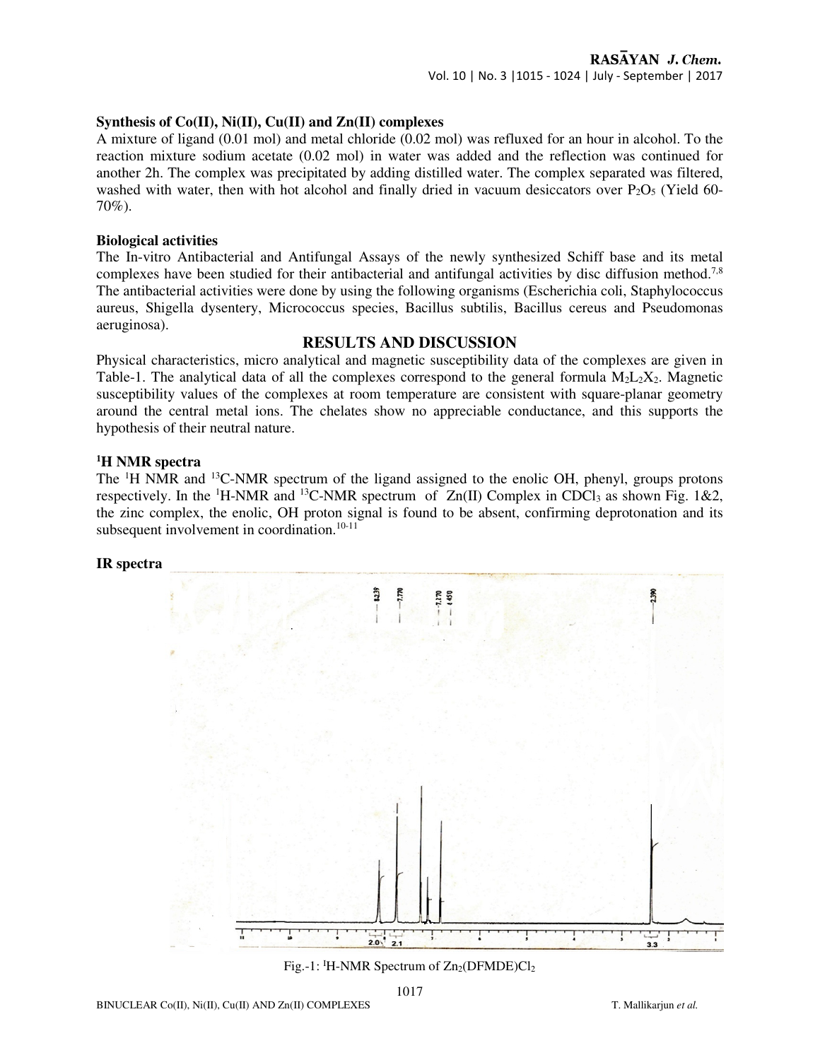### Synthesis of Co(II), Ni(II), Cu(II) and Zn(II) complexes

A mixture of ligand (0.01 mol) and metal chloride (0.02 mol) was refluxed for an hour in alcohol. To the reaction mixture sodium acetate (0.02 mol) in water was added and the reflection was continued for another 2h. The complex was precipitated by adding distilled water. The complex separated was filtered, washed with water, then with hot alcohol and finally dried in vacuum desiccators over $P_2O_5$ (Yield 60-70%).

### Biological activities

The In-vitro Antibacterial and Antifungal Assays of the newly synthesized Schiff base and its metal complexes have been studied for their antibacterial and antifungal activities by disc diffusion method.[7,8] The antibacterial activities were done by using the following organisms (Escherichia coli, Staphylococcus aureus, Shigella dysentery, Micrococcus species, Bacillus subtilis, Bacillus cereus and Pseudomonas aeruginosa).

## RESULTS AND DISCUSSION

Physical characteristics, micro analytical and magnetic susceptibility data of the complexes are given in Table-1. The analytical data of all the complexes correspond to the general formula $M_2L_2X_2$. Magnetic susceptibility values of the complexes at room temperature are consistent with square-planar geometry around the central metal ions. The chelates show no appreciable conductance, and this supports the hypothesis of their neutral nature.

### $^1$H NMR spectra

The $^1$H NMR and $^{13}$C-NMR spectrum of the ligand assigned to the enolic OH, phenyl, groups protons respectively. In the $^1$H-NMR and $^{13}$C-NMR spectrum of Zn(II) Complex in $CDCl_3$ as shown Fig. 1&2, the zinc complex, the enolic, OH proton signal is found to be absent, confirming deprotonation and its subsequent involvement in coordination.[10-11]

### IR spectra

Fig.-1: $^1$H-NMR Spectrum of $Zn_2(DFMDE)Cl_2$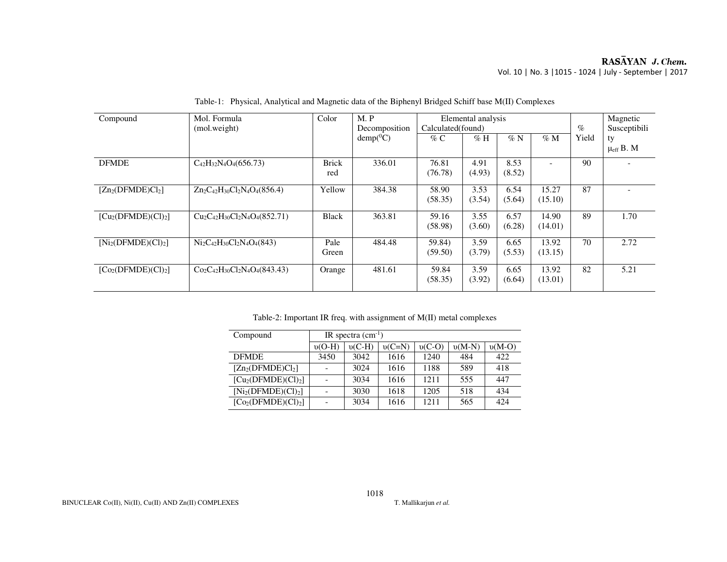Table-1: Physical, Analytical and Magnetic data of the Biphenyl Bridged Schiff base M(II) Complexes

| Compound | Mol. Formula (mol.weight) | Color | M. P Decomposition demp($^0$C) | Elemental analysis Calculated(found) | | | | % Yield | Magnetic Susceptibility $\mu_{eff}$ B. M |
|---|---|---|---|---|---|---|---|---|---|
| | | | | % C | % H | % N | % M | | |
| DFMDE | $C_{42}H_{32}N_4O_4$(656.73) | Brick red | 336.01 | 76.81 (76.78) | 4.91 (4.93) | 8.53 (8.52) | - | 90 | - |
| [$Zn_2$(DFMDE)$Cl_2$] | $Zn_2C_{42}H_{30}Cl_2N_4O_4$(856.4) | Yellow | 384.38 | 58.90 (58.35) | 3.53 (3.54) | 6.54 (5.64) | 15.27 (15.10) | 87 | - |
| [$Cu_2$(DFMDE)$(Cl)_2$] | $Cu_2C_{42}H_{30}Cl_2N_4O_4$(852.71) | Black | 363.81 | 59.16 (58.98) | 3.55 (3.60) | 6.57 (6.28) | 14.90 (14.01) | 89 | 1.70 |
| [$Ni_2$(DFMDE)$(Cl)_2$] | $Ni_2C_{42}H_{30}Cl_2N_4O_4$(843) | Pale Green | 484.48 | 59.84) (59.50) | 3.59 (3.79) | 6.65 (5.53) | 13.92 (13.15) | 70 | 2.72 |
| [$Co_2$(DFMDE)$(Cl)_2$] | $Co_2C_{42}H_{30}Cl_2N_4O_4$(843.43) | Orange | 481.61 | 59.84 (58.35) | 3.59 (3.92) | 6.65 (6.64) | 13.92 (13.01) | 82 | 5.21 |

Table-2: Important IR freq. with assignment of M(II) metal complexes

| Compound | IR spectra (cm$^{-1}$) | | | | | |
|---|---|---|---|---|---|---|
| | υ(O-H) | υ(C-H) | υ(C=N) | υ(C-O) | υ(M-N) | υ(M-O) |
| DFMDE | 3450 | 3042 | 1616 | 1240 | 484 | 422 |
| [$Zn_2$(DFMDE)$Cl_2$] | - | 3024 | 1616 | 1188 | 589 | 418 |
| [$Cu_2$(DFMDE)$(Cl)_2$] | - | 3034 | 1616 | 1211 | 555 | 447 |
| [$Ni_2$(DFMDE)$(Cl)_2$] | - | 3030 | 1618 | 1205 | 518 | 434 |
| [$Co_2$(DFMDE)$(Cl)_2$] | - | 3034 | 1616 | 1211 | 565 | 424 |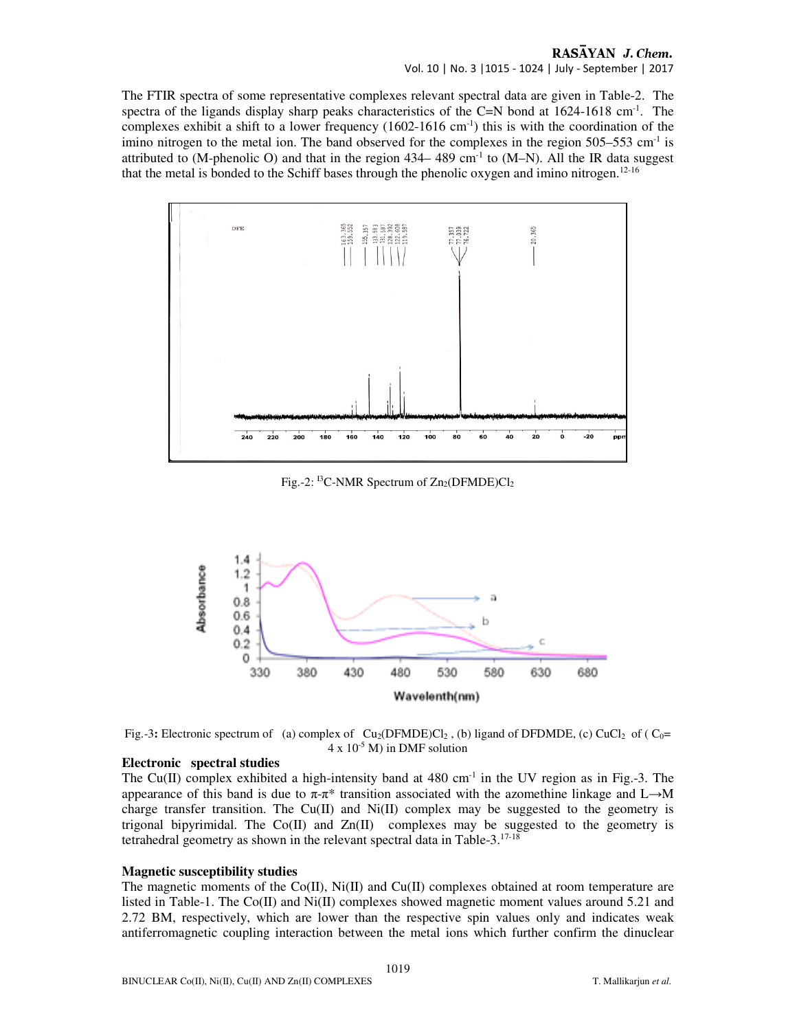The FTIR spectra of some representative complexes relevant spectral data are given in Table-2. The spectra of the ligands display sharp peaks characteristics of the C=N bond at 1624-1618 $cm^{-1}$. The complexes exhibit a shift to a lower frequency (1602-1616 $cm^{-1}$) this is with the coordination of the imino nitrogen to the metal ion. The band observed for the complexes in the region 505–553 $cm^{-1}$ is attributed to (M-phenolic O) and that in the region 434– 489 $cm^{-1}$ to (M–N). All the IR data suggest that the metal is bonded to the Schiff bases through the phenolic oxygen and imino nitrogen.[12-16]

Fig.-2: $^{13}$C-NMR Spectrum of $Zn_2$(DFMDE)$Cl_2$

Fig.-3: Electronic spectrum of (a) complex of $Cu_2$(DFMDE)$Cl_2$ , (b) ligand of DFDMDE, (c) $CuCl_2$ of ( $C_0$= 4 x $10^{-5}$ M) in DMF solution

## Electronic spectral studies

The Cu(II) complex exhibited a high-intensity band at 480 $cm^{-1}$ in the UV region as in Fig.-3. The appearance of this band is due to $\pi$-$\pi^*$ transition associated with the azomethine linkage and L→M charge transfer transition. The Cu(II) and Ni(II) complex may be suggested to the geometry is trigonal bipyrimidal. The Co(II) and Zn(II) complexes may be suggested to the geometry is tetrahedral geometry as shown in the relevant spectral data in Table-3.[17-18]

## Magnetic susceptibility studies

The magnetic moments of the Co(II), Ni(II) and Cu(II) complexes obtained at room temperature are listed in Table-1. The Co(II) and Ni(II) complexes showed magnetic moment values around 5.21 and 2.72 BM, respectively, which are lower than the respective spin values only and indicates weak antiferromagnetic coupling interaction between the metal ions which further confirm the dinuclear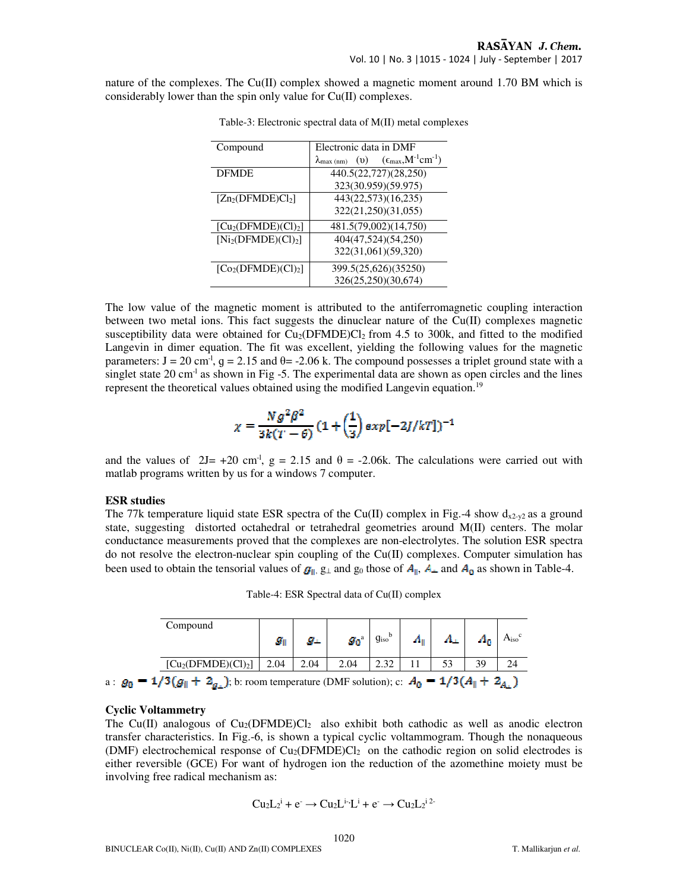nature of the complexes. The Cu(II) complex showed a magnetic moment around 1.70 BM which is considerably lower than the spin only value for Cu(II) complexes.

Table-3: Electronic spectral data of M(II) metal complexes

| Compound | Electronic data in DMF $\lambda_{max\ (nm)}$ ($\upsilon$) ($\epsilon_{max}$,$M^{-1}cm^{-1}$) |
|---|---|
| DFMDE | 440.5(22,727)(28,250)<br>323(30.959)(59.975) |
| $[Zn_2(DFMDE)Cl_2]$ | 443(22,573)(16,235)<br>322(21,250)(31,055) |
| $[Cu_2(DFMDE)(Cl)_2]$ | 481.5(79,002)(14,750) |
| $[Ni_2(DFMDE)(Cl)_2]$ | 404(47,524)(54,250)<br>322(31,061)(59,320) |
| $[Co_2(DFMDE)(Cl)_2]$ | 399.5(25,626)(35250)<br>326(25,250)(30,674) |

The low value of the magnetic moment is attributed to the antiferromagnetic coupling interaction between two metal ions. This fact suggests the dinuclear nature of the Cu(II) complexes magnetic susceptibility data were obtained for $Cu_2(DFMDE)Cl_2$ from 4.5 to 300k, and fitted to the modified Langevin in dimer equation. The fit was excellent, yielding the following values for the magnetic parameters: J = 20 $cm^{-1}$, g = 2.15 and θ= -2.06 k. The compound possesses a triplet ground state with a singlet state 20 $cm^{-1}$ as shown in Fig -5. The experimental data are shown as open circles and the lines represent the theoretical values obtained using the modified Langevin equation.[19]

$$\chi = \frac{Ng^2\beta^2}{3k(T-\theta)}\left(1+\left(\frac{1}{3}\right)exp[-2J/kT]\right)^{-1}$$

and the values of 2J= +20 $cm^{-1}$, g = 2.15 and θ = -2.06k. The calculations were carried out with matlab programs written by us for a windows 7 computer.

### ESR studies

The 77k temperature liquid state ESR spectra of the Cu(II) complex in Fig.-4 show $d_{x2-y2}$ as a ground state, suggesting distorted octahedral or tetrahedral geometries around M(II) centers. The molar conductance measurements proved that the complexes are non-electrolytes. The solution ESR spectra do not resolve the electron-nuclear spin coupling of the Cu(II) complexes. Computer simulation has been used to obtain the tensorial values of $g_{\|}$, $g_{\perp}$ and $g_0$ those of $A_{\|}$, $A_{\perp}$ and $A_0$ as shown in Table-4.

Table-4: ESR Spectral data of Cu(II) complex

| Compound | $g_{\|}$ | $g_{\perp}$ | $g_0$[a] | $g_{iso}$[b] | $A_{\|}$ | $A_{\perp}$ | $A_0$ | $A_{iso}$[c] |
|---|---|---|---|---|---|---|---|---|
| $[Cu_2(DFMDE)(Cl)_2]$ | 2.04 | 2.04 | 2.04 | 2.32 | 11 | 53 | 39 | 24 |

a : $g_0 = 1/3(g_{\|} + 2_{g_{\perp}})$; b: room temperature (DMF solution); c: $A_0 = 1/3(A_{\|} + 2_{A_{\perp}})$

### Cyclic Voltammetry

The Cu(II) analogous of $Cu_2(DFMDE)Cl_2$ also exhibit both cathodic as well as anodic electron transfer characteristics. In Fig.-6, is shown a typical cyclic voltammogram. Though the nonaqueous (DMF) electrochemical response of $Cu_2(DFMDE)Cl_2$ on the cathodic region on solid electrodes is either reversible (GCE) For want of hydrogen ion the reduction of the azomethine moiety must be involving free radical mechanism as:

$$Cu_2L_2^{i} + e^- \rightarrow Cu_2L^{i-}L^{i} + e^- \rightarrow Cu_2L_2^{i\ 2-}$$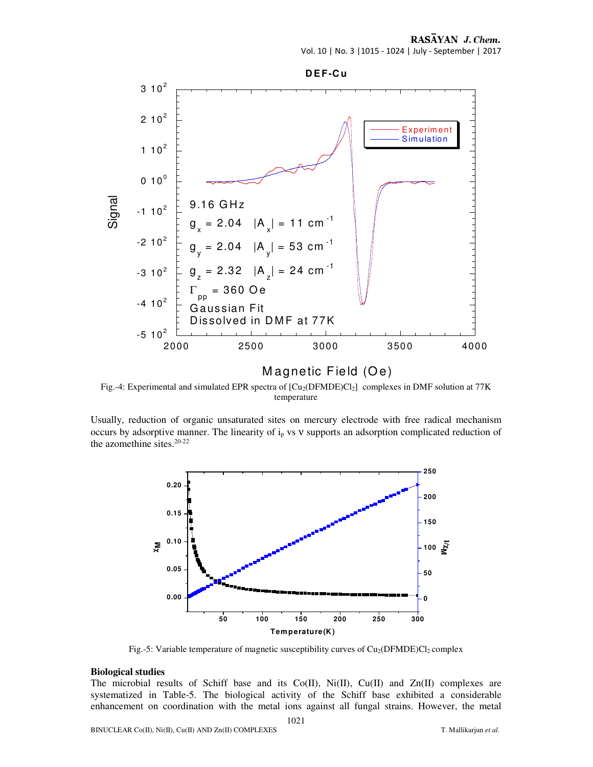Fig.-4: Experimental and simulated EPR spectra of $[Cu_2(DFMDE)Cl_2]$ complexes in DMF solution at 77K temperature

Usually, reduction of organic unsaturated sites on mercury electrode with free radical mechanism occurs by adsorptive manner. The linearity of $i_p$ vs $\nu$ supports an adsorption complicated reduction of the azomethine sites.[20-22]

Fig.-5: Variable temperature of magnetic susceptibility curves of $Cu_2(DFMDE)Cl_2$ complex

### Biological studies

The microbial results of Schiff base and its Co(II), Ni(II), Cu(II) and Zn(II) complexes are systematized in Table-5. The biological activity of the Schiff base exhibited a considerable enhancement on coordination with the metal ions against all fungal strains. However, the metal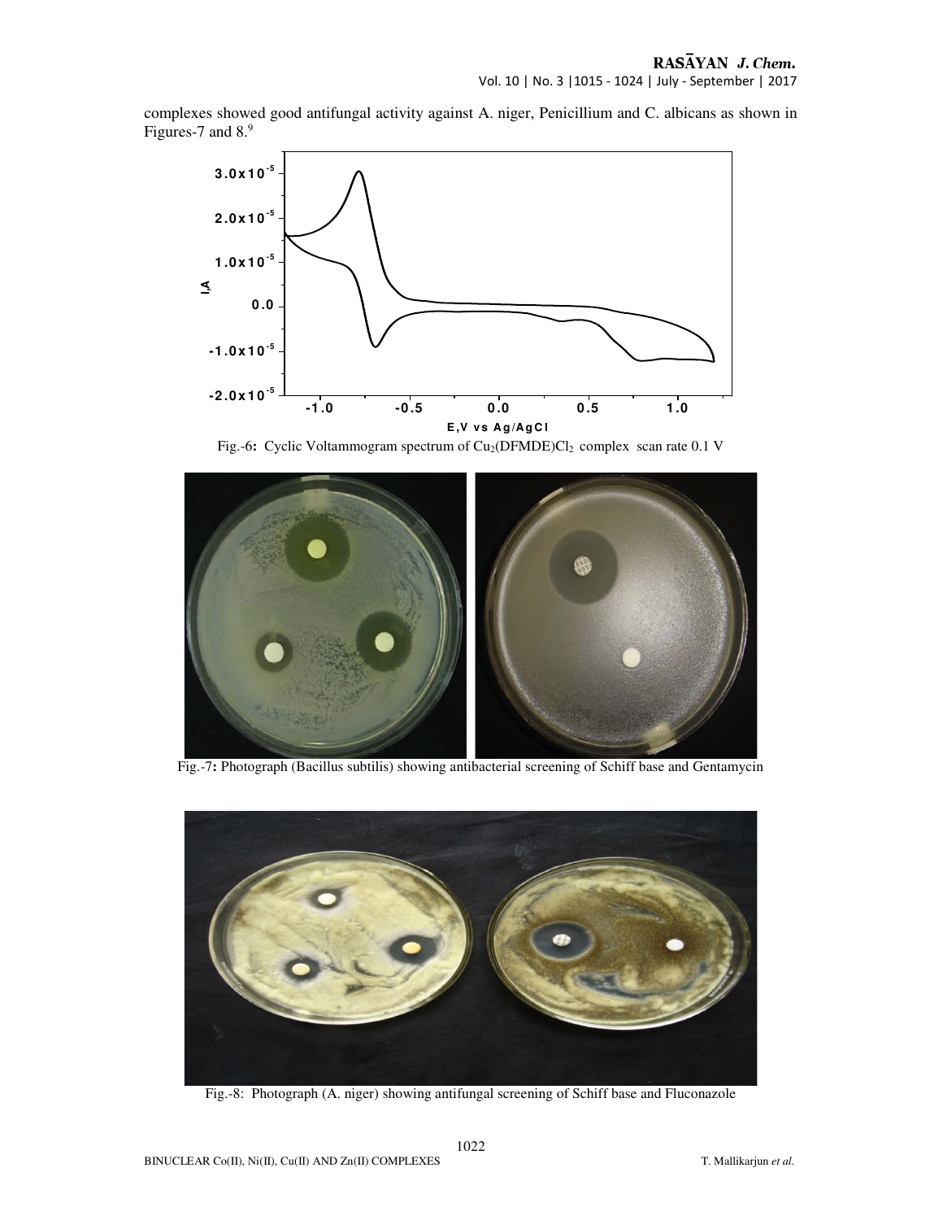complexes showed good antifungal activity against A. niger, Penicillium and C. albicans as shown in Figures-7 and 8.[9]

Fig.-6: Cyclic Voltammogram spectrum of $Cu_2(DFMDE)Cl_2$ complex scan rate 0.1 V

Fig.-7: Photograph (Bacillus subtilis) showing antibacterial screening of Schiff base and Gentamycin

Fig.-8: Photograph (A. niger) showing antifungal screening of Schiff base and Fluconazole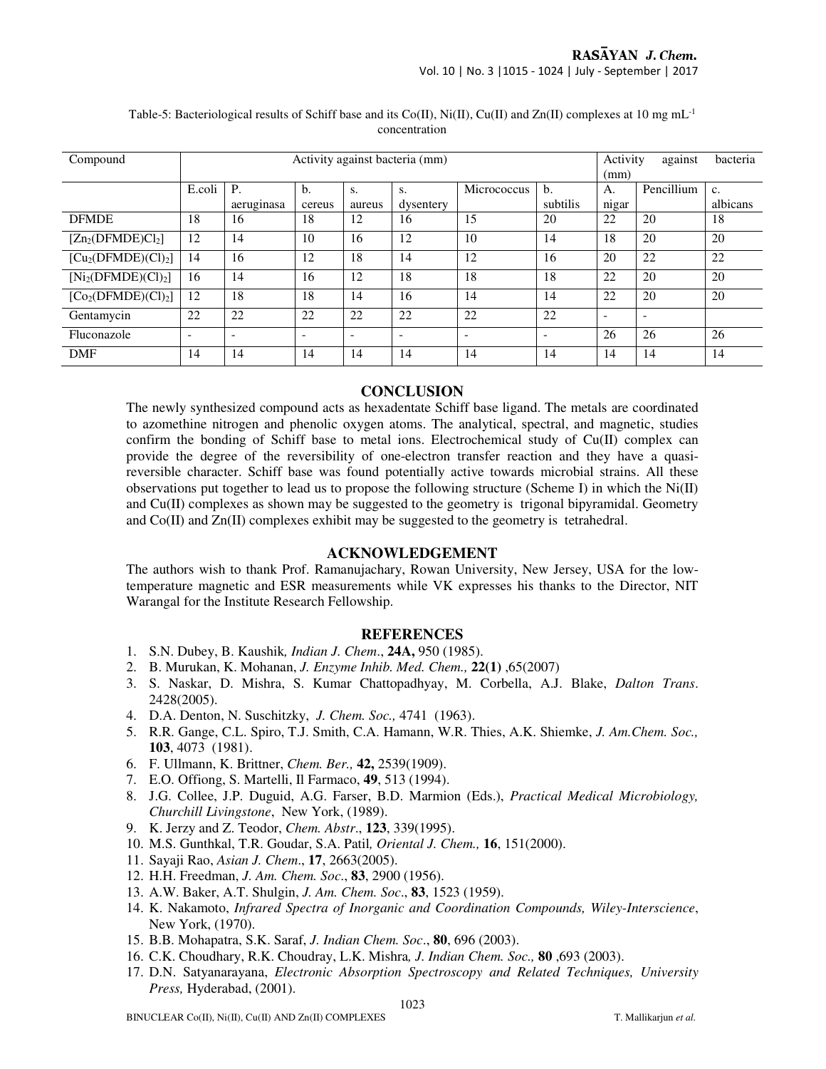Table-5: Bacteriological results of Schiff base and its Co(II), Ni(II), Cu(II) and Zn(II) complexes at 10 mg mL$^{-1}$ concentration

| Compound | Activity against bacteria (mm) | | | | | | | Activity against bacteria (mm) | | |
|---|---|---|---|---|---|---|---|---|---|---|
| | E.coli | P. aeruginasa | b. cereus | s. aureus | s. dysentery | Micrococcus | b. subtilis | A. nigar | Pencillium | c. albicans |
| DFMDE | 18 | 16 | 18 | 12 | 16 | 15 | 20 | 22 | 20 | 18 |
| $[Zn_2(DFMDE)Cl_2]$ | 12 | 14 | 10 | 16 | 12 | 10 | 14 | 18 | 20 | 20 |
| $[Cu_2(DFMDE)(Cl)_2]$ | 14 | 16 | 12 | 18 | 14 | 12 | 16 | 20 | 22 | 22 |
| $[Ni_2(DFMDE)(Cl)_2]$ | 16 | 14 | 16 | 12 | 18 | 18 | 18 | 22 | 20 | 20 |
| $[Co_2(DFMDE)(Cl)_2]$ | 12 | 18 | 18 | 14 | 16 | 14 | 14 | 22 | 20 | 20 |
| Gentamycin | 22 | 22 | 22 | 22 | 22 | 22 | 22 | - | - | |
| Fluconazole | - | - | - | - | - | - | - | 26 | 26 | 26 |
| DMF | 14 | 14 | 14 | 14 | 14 | 14 | 14 | 14 | 14 | 14 |

## CONCLUSION

The newly synthesized compound acts as hexadentate Schiff base ligand. The metals are coordinated to azomethine nitrogen and phenolic oxygen atoms. The analytical, spectral, and magnetic, studies confirm the bonding of Schiff base to metal ions. Electrochemical study of Cu(II) complex can provide the degree of the reversibility of one-electron transfer reaction and they have a quasi-reversible character. Schiff base was found potentially active towards microbial strains. All these observations put together to lead us to propose the following structure (Scheme I) in which the Ni(II) and Cu(II) complexes as shown may be suggested to the geometry is trigonal bipyramidal. Geometry and Co(II) and Zn(II) complexes exhibit may be suggested to the geometry is tetrahedral.

## ACKNOWLEDGEMENT

The authors wish to thank Prof. Ramanujachary, Rowan University, New Jersey, USA for the low-temperature magnetic and ESR measurements while VK expresses his thanks to the Director, NIT Warangal for the Institute Research Fellowship.

## REFERENCES

1. S.N. Dubey, B. Kaushik, *Indian J. Chem*., **24A,** 950 (1985).
2. B. Murukan, K. Mohanan, *J. Enzyme Inhib. Med. Chem.,* **22(1)** ,65(2007)
3. S. Naskar, D. Mishra, S. Kumar Chattopadhyay, M. Corbella, A.J. Blake, *Dalton Trans*. 2428(2005).
4. D.A. Denton, N. Suschitzky, *J. Chem. Soc.,* 4741 (1963).
5. R.R. Gange, C.L. Spiro, T.J. Smith, C.A. Hamann, W.R. Thies, A.K. Shiemke, *J. Am.Chem. Soc.,* **103**, 4073 (1981).
6. F. Ullmann, K. Brittner, *Chem. Ber.,* **42,** 2539(1909).
7. E.O. Offiong, S. Martelli, Il Farmaco, **49**, 513 (1994).
8. J.G. Collee, J.P. Duguid, A.G. Farser, B.D. Marmion (Eds.), *Practical Medical Microbiology, Churchill Livingstone*, New York, (1989).
9. K. Jerzy and Z. Teodor, *Chem. Abstr*., **123**, 339(1995).
10. M.S. Gunthkal, T.R. Goudar, S.A. Patil*, Oriental J. Chem.,* **16**, 151(2000).
11. Sayaji Rao, *Asian J. Chem*., **17**, 2663(2005).
12. H.H. Freedman, *J. Am. Chem. Soc*., **83**, 2900 (1956).
13. A.W. Baker, A.T. Shulgin, *J. Am. Chem. Soc*., **83**, 1523 (1959).
14. K. Nakamoto, *Infrared Spectra of Inorganic and Coordination Compounds, Wiley-Interscience*, New York, (1970).
15. B.B. Mohapatra, S.K. Saraf, *J. Indian Chem. Soc*., **80**, 696 (2003).
16. C.K. Choudhary, R.K. Choudray, L.K. Mishra*, J. Indian Chem. Soc.,* **80** ,693 (2003).
17. D.N. Satyanarayana, *Electronic Absorption Spectroscopy and Related Techniques, University Press,* Hyderabad, (2001).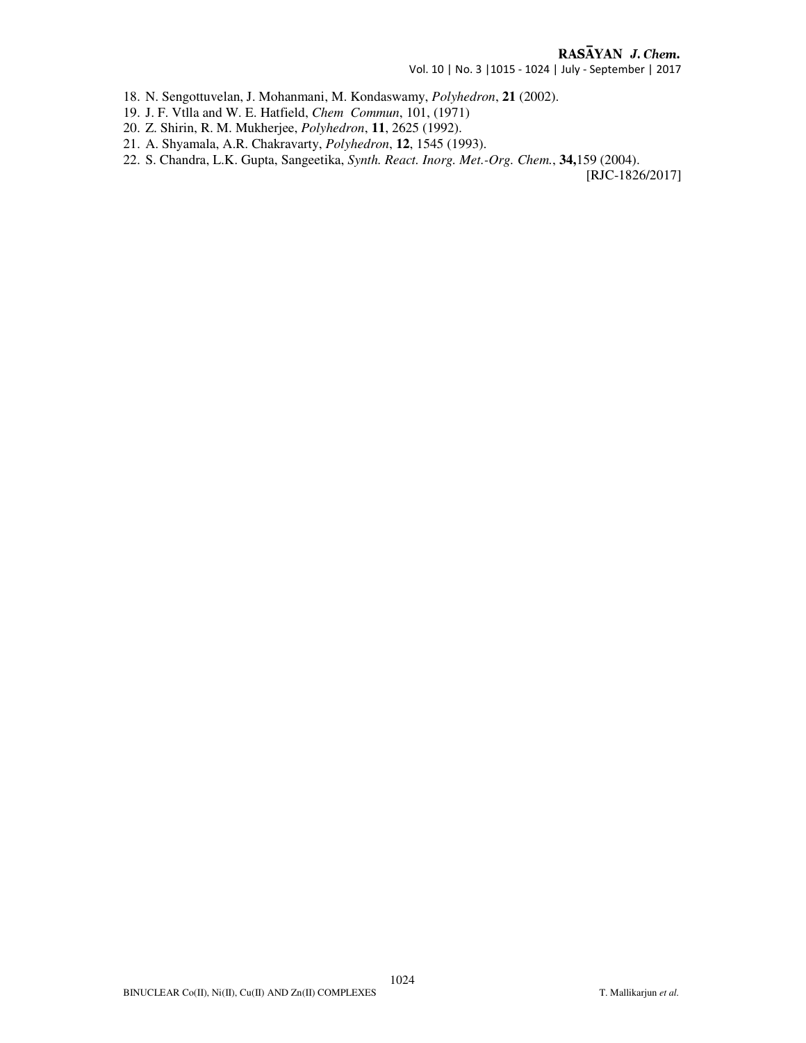18. N. Sengottuvelan, J. Mohanmani, M. Kondaswamy, *Polyhedron*, **21** (2002).
19. J. F. Vtlla and W. E. Hatfield, *Chem Commun*, 101, (1971)
20. Z. Shirin, R. M. Mukherjee, *Polyhedron*, **11**, 2625 (1992).
21. A. Shyamala, A.R. Chakravarty, *Polyhedron*, **12**, 1545 (1993).
22. S. Chandra, L.K. Gupta, Sangeetika, *Synth. React. Inorg. Met.-Org. Chem.*, **34,**159 (2004).

[RJC-1826/2017]